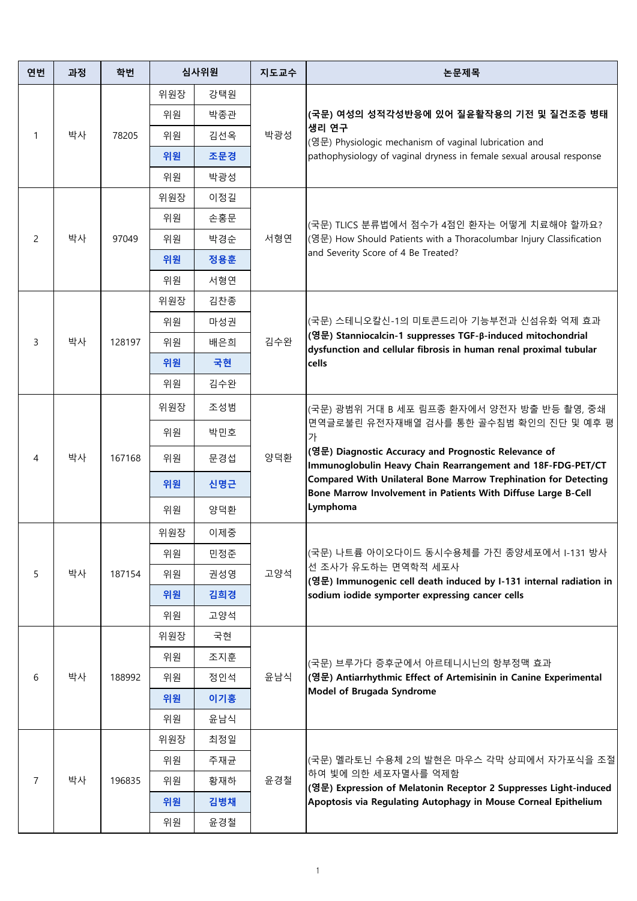| 연번 | 과정 | 학번 | 심사위원 | | 지도교수 | 논문제목 |
|---|---|---|---|---|---|---|
| 1 | 박사 | 78205 | 위원장 | 강택원 | 박광성 | **(국문) 여성의 성적각성반응에 있어 질윤활작용의 기전 및 질건조증 병태생리 연구**<br>(영문) Physiologic mechanism of vaginal lubrication and pathophysiology of vaginal dryness in female sexual arousal response |
| | | | 위원 | 박종관 | | |
| | | | 위원 | 김선옥 | | |
| | | | **위원** | **조문경** | | |
| | | | 위원 | 박광성 | | |
| 2 | 박사 | 97049 | 위원장 | 이정길 | 서형연 | (국문) TLICS 분류법에서 점수가 4점인 환자는 어떻게 치료해야 할까요?<br>(영문) How Should Patients with a Thoracolumbar Injury Classification and Severity Score of 4 Be Treated? |
| | | | 위원 | 손홍문 | | |
| | | | 위원 | 박경순 | | |
| | | | **위원** | **정용훈** | | |
| | | | 위원 | 서형연 | | |
| 3 | 박사 | 128197 | 위원장 | 김찬종 | 김수완 | (국문) 스테니오칼신-1의 미토콘드리아 기능부전과 신섬유화 억제 효과<br>**(영문) Stanniocalcin-1 suppresses TGF-β-induced mitochondrial dysfunction and cellular fibrosis in human renal proximal tubular cells** |
| | | | 위원 | 마성권 | | |
| | | | 위원 | 배은희 | | |
| | | | **위원** | **국현** | | |
| | | | 위원 | 김수완 | | |
| 4 | 박사 | 167168 | 위원장 | 조성범 | 양덕환 | (국문) 광범위 거대 B 세포 림프종 환자에서 양전자 방출 반등 촬영, 중쇄 면역글로불린 유전자재배열 검사를 통한 골수침범 확인의 진단 및 예후 평가<br>**(영문) Diagnostic Accuracy and Prognostic Relevance of Immunoglobulin Heavy Chain Rearrangement and 18F-FDG-PET/CT Compared With Unilateral Bone Marrow Trephination for Detecting Bone Marrow Involvement in Patients With Diffuse Large B-Cell Lymphoma** |
| | | | 위원 | 박민호 | | |
| | | | 위원 | 문경섭 | | |
| | | | **위원** | **신명근** | | |
| | | | 위원 | 양덕환 | | |
| 5 | 박사 | 187154 | 위원장 | 이제중 | 고양석 | (국문) 나트륨 아이오다이드 동시수용체를 가진 종양세포에서 I-131 방사선 조사가 유도하는 면역학적 세포사<br>**(영문) Immunogenic cell death induced by I-131 internal radiation in sodium iodide symporter expressing cancer cells** |
| | | | 위원 | 민정준 | | |
| | | | 위원 | 권성영 | | |
| | | | **위원** | **김희경** | | |
| | | | 위원 | 고양석 | | |
| 6 | 박사 | 188992 | 위원장 | 국현 | 윤남식 | (국문) 브루가다 증후군에서 아르테니시닌의 항부정맥 효과<br>**(영문) Antiarrhythmic Effect of Artemisinin in Canine Experimental Model of Brugada Syndrome** |
| | | | 위원 | 조지훈 | | |
| | | | 위원 | 정인석 | | |
| | | | **위원** | **이기홍** | | |
| | | | 위원 | 윤남식 | | |
| 7 | 박사 | 196835 | 위원장 | 최정일 | 윤경철 | (국문) 멜라토닌 수용체 2의 발현은 마우스 각막 상피에서 자가포식을 조절하여 빛에 의한 세포자멸사를 억제함<br>**(영문) Expression of Melatonin Receptor 2 Suppresses Light-induced Apoptosis via Regulating Autophagy in Mouse Corneal Epithelium** |
| | | | 위원 | 주재균 | | |
| | | | 위원 | 황재하 | | |
| | | | **위원** | **김병채** | | |
| | | | 위원 | 윤경철 | | |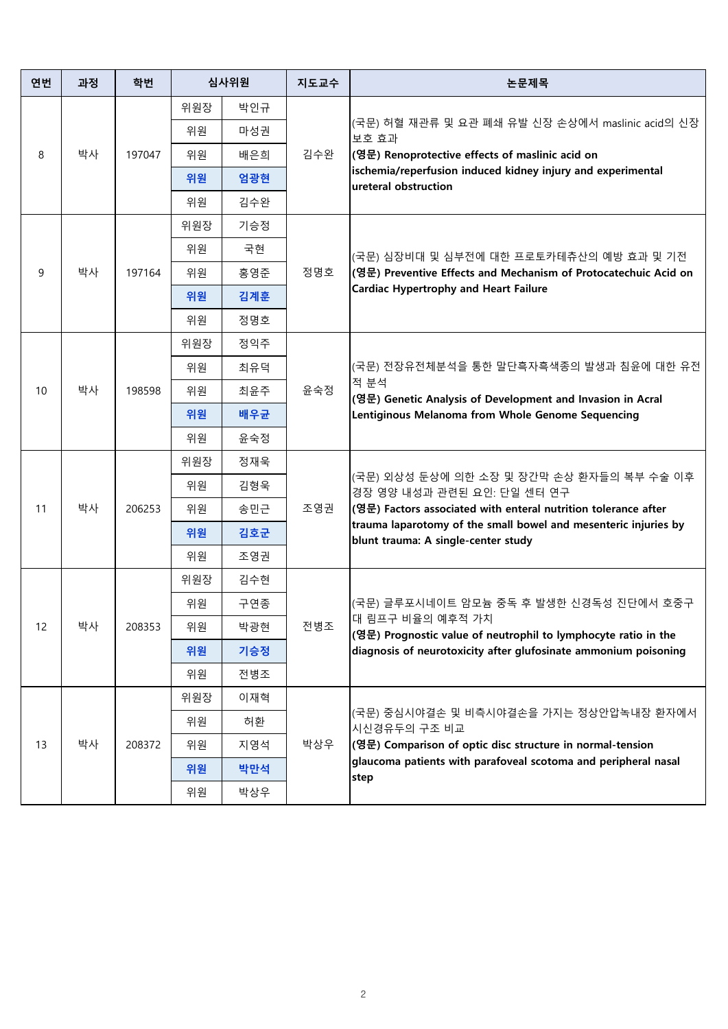| 연번 | 과정 | 학번 | 심사위원 | | 지도교수 | 논문제목 |
|---|---|---|---|---|---|---|
| 8 | 박사 | 197047 | 위원장 | 박인규 | 김수완 | (국문) 허혈 재관류 및 요관 폐쇄 유발 신장 손상에서 maslinic acid의 신장 보호 효과<br>**(영문) Renoprotective effects of maslinic acid on ischemia/reperfusion induced kidney injury and experimental ureteral obstruction** |
| | | | 위원 | 마성권 | | |
| | | | 위원 | 배은희 | | |
| | | | **위원** | **엄광현** | | |
| | | | 위원 | 김수완 | | |
| 9 | 박사 | 197164 | 위원장 | 기승정 | 정명호 | (국문) 심장비대 및 심부전에 대한 프로토카테츄산의 예방 효과 및 기전<br>**(영문) Preventive Effects and Mechanism of Protocatechuic Acid on Cardiac Hypertrophy and Heart Failure** |
| | | | 위원 | 국현 | | |
| | | | 위원 | 홍영준 | | |
| | | | **위원** | **김계훈** | | |
| | | | 위원 | 정명호 | | |
| 10 | 박사 | 198598 | 위원장 | 정익주 | 윤숙정 | (국문) 전장유전체분석을 통한 말단흑자흑색종의 발생과 침윤에 대한 유전적 분석<br>**(영문) Genetic Analysis of Development and Invasion in Acral Lentiginous Melanoma from Whole Genome Sequencing** |
| | | | 위원 | 최유덕 | | |
| | | | 위원 | 최윤주 | | |
| | | | **위원** | **배우균** | | |
| | | | 위원 | 윤숙정 | | |
| 11 | 박사 | 206253 | 위원장 | 정재욱 | 조영권 | (국문) 외상성 둔상에 의한 소장 및 장간막 손상 환자들의 복부 수술 이후 경장 영양 내성과 관련된 요인: 단일 센터 연구<br>**(영문) Factors associated with enteral nutrition tolerance after trauma laparotomy of the small bowel and mesenteric injuries by blunt trauma: A single-center study** |
| | | | 위원 | 김형욱 | | |
| | | | 위원 | 송민근 | | |
| | | | **위원** | **김호균** | | |
| | | | 위원 | 조영권 | | |
| 12 | 박사 | 208353 | 위원장 | 김수현 | 전병조 | (국문) 글루포시네이트 암모늄 중독 후 발생한 신경독성 진단에서 호중구 대 림프구 비율의 예후적 가치<br>**(영문) Prognostic value of neutrophil to lymphocyte ratio in the diagnosis of neurotoxicity after glufosinate ammonium poisoning** |
| | | | 위원 | 구연종 | | |
| | | | 위원 | 박광현 | | |
| | | | **위원** | **기승정** | | |
| | | | 위원 | 전병조 | | |
| 13 | 박사 | 208372 | 위원장 | 이재혁 | 박상우 | (국문) 중심시야결손 및 비측시야결손을 가지는 정상안압녹내장 환자에서 시신경유두의 구조 비교<br>**(영문) Comparison of optic disc structure in normal-tension glaucoma patients with parafoveal scotoma and peripheral nasal step** |
| | | | 위원 | 허환 | | |
| | | | 위원 | 지영석 | | |
| | | | **위원** | **박만석** | | |
| | | | 위원 | 박상우 | | |